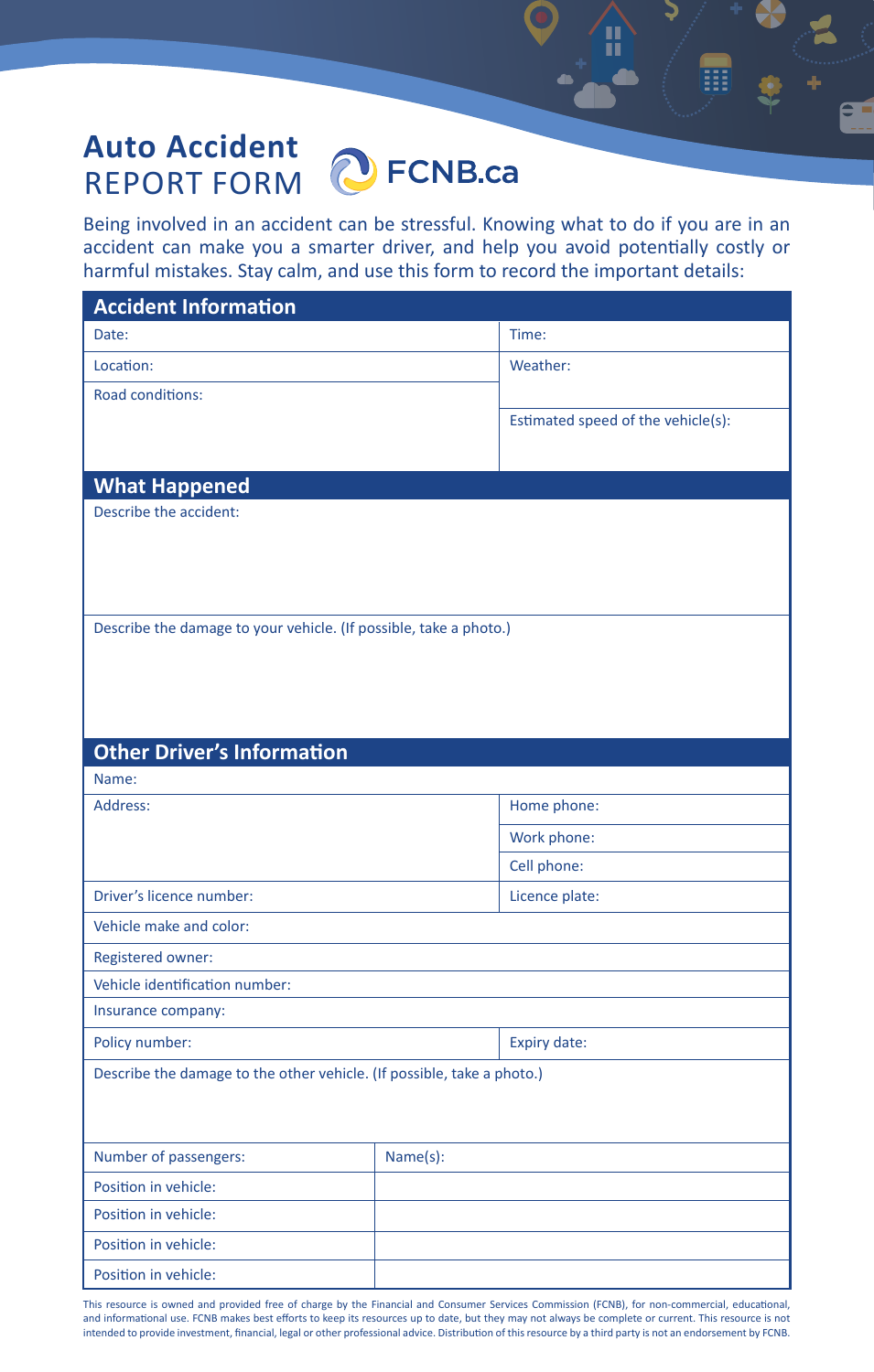# Auto Accident REPORT FORM

FCNB.ca

Being involved in an accident can be stressful. Knowing what to do if you are in an accident can make you a smarter driver, and help you avoid potentially costly or harmful mistakes. Stay calm, and use this form to record the important details:

## Accident Information

| | |
|---|---|
| Date: | Time: |
| Location: | Weather: |
| Road conditions: | Estimated speed of the vehicle(s): |

## What Happened

Describe the accident:

Describe the damage to your vehicle. (If possible, take a photo.)

## Other Driver's Information

| | |
|---|---|
| Name: | |
| Address: | Home phone: |
| | Work phone: |
| | Cell phone: |
| Driver's licence number: | Licence plate: |
| Vehicle make and color: | |
| Registered owner: | |
| Vehicle identification number: | |
| Insurance company: | |
| Policy number: | Expiry date: |

Describe the damage to the other vehicle. (If possible, take a photo.)

| Number of passengers: | Name(s): |
|---|---|
| Position in vehicle: | |
| Position in vehicle: | |
| Position in vehicle: | |
| Position in vehicle: | |

This resource is owned and provided free of charge by the Financial and Consumer Services Commission (FCNB), for non-commercial, educational, and informational use. FCNB makes best efforts to keep its resources up to date, but they may not always be complete or current. This resource is not intended to provide investment, financial, legal or other professional advice. Distribution of this resource by a third party is not an endorsement by FCNB.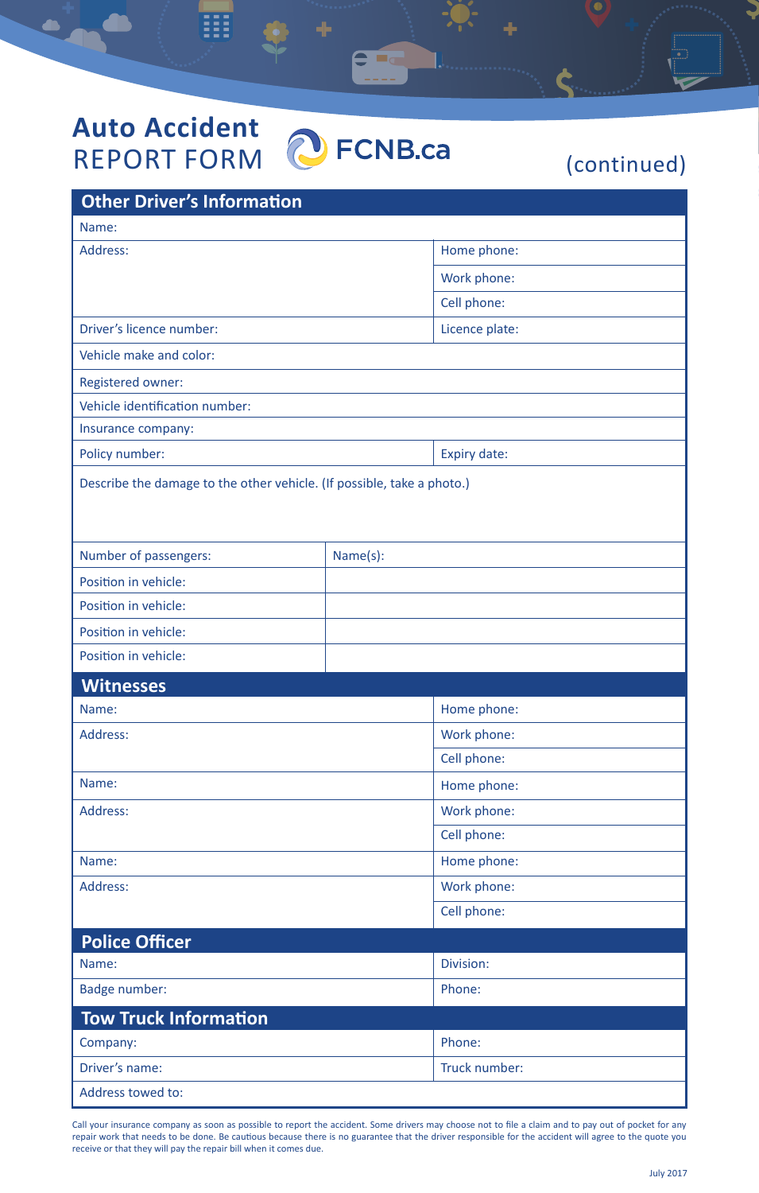# Auto Accident REPORT FORM

FCNB.ca

(continued)

## Other Driver's Information

| | |
|---|---|
| Name: | |
| Address: | Home phone: |
| | Work phone: |
| | Cell phone: |
| Driver's licence number: | Licence plate: |
| Vehicle make and color: | |
| Registered owner: | |
| Vehicle identification number: | |
| Insurance company: | |
| Policy number: | Expiry date: |
| Describe the damage to the other vehicle. (If possible, take a photo.) | |

| | |
|---|---|
| Number of passengers: | Name(s): |
| Position in vehicle: | |
| Position in vehicle: | |
| Position in vehicle: | |
| Position in vehicle: | |

## Witnesses

| | |
|---|---|
| Name: | Home phone: |
| Address: | Work phone: |
| | Cell phone: |
| Name: | Home phone: |
| Address: | Work phone: |
| | Cell phone: |
| Name: | Home phone: |
| Address: | Work phone: |
| | Cell phone: |

## Police Officer

| | |
|---|---|
| Name: | Division: |
| Badge number: | Phone: |

## Tow Truck Information

| | |
|---|---|
| Company: | Phone: |
| Driver's name: | Truck number: |
| Address towed to: | |

Call your insurance company as soon as possible to report the accident. Some drivers may choose not to file a claim and to pay out of pocket for any repair work that needs to be done. Be cautious because there is no guarantee that the driver responsible for the accident will agree to the quote you receive or that they will pay the repair bill when it comes due.

July 2017